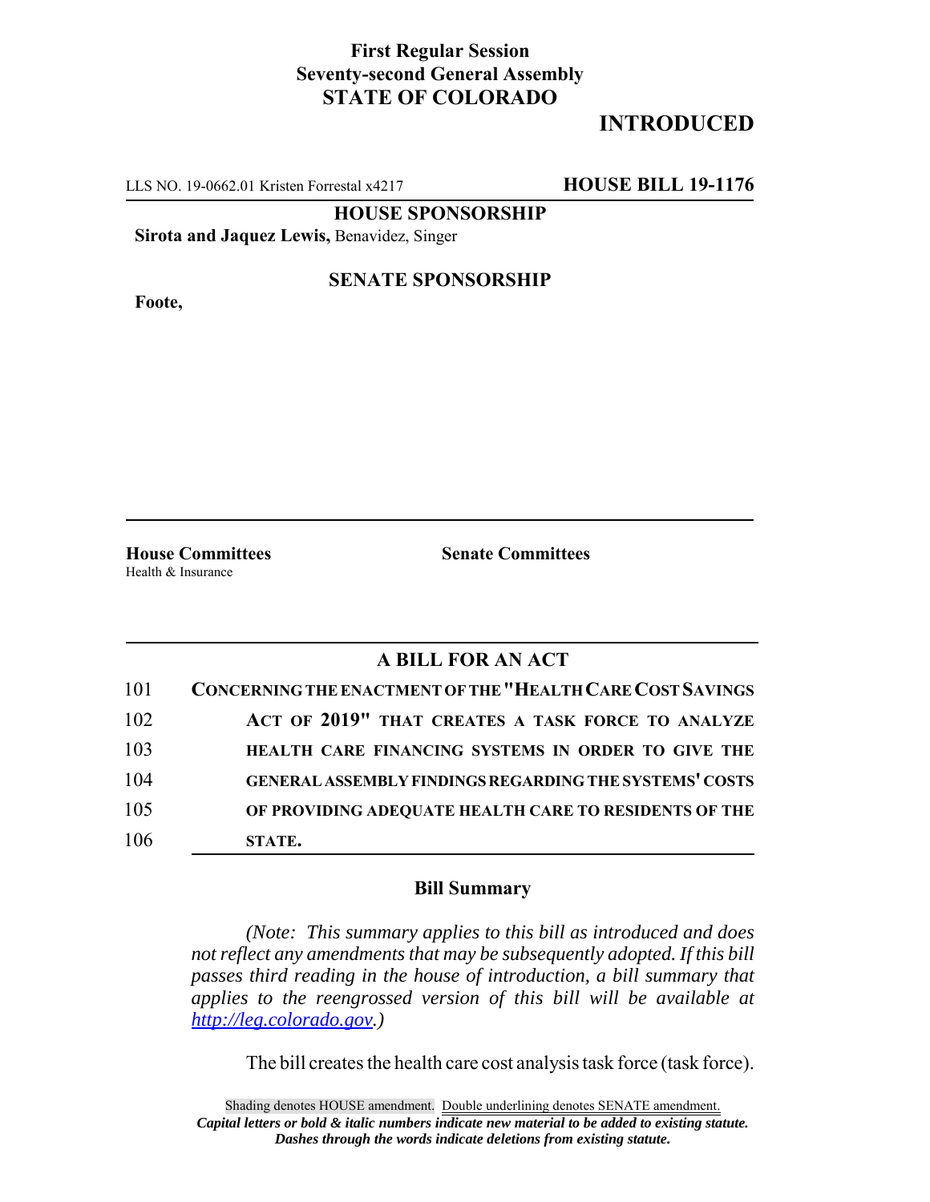**First Regular Session**
**Seventy-second General Assembly**
**STATE OF COLORADO**

# INTRODUCED

LLS NO. 19-0662.01 Kristen Forrestal x4217 **HOUSE BILL 19-1176**

**HOUSE SPONSORSHIP**

**Sirota and Jaquez Lewis,** Benavidez, Singer

**SENATE SPONSORSHIP**

**Foote,**

**House Committees**
Health & Insurance

**Senate Committees**

## A BILL FOR AN ACT

101 **CONCERNING THE ENACTMENT OF THE "HEALTH CARE COST SAVINGS**
102 **ACT OF 2019" THAT CREATES A TASK FORCE TO ANALYZE**
103 **HEALTH CARE FINANCING SYSTEMS IN ORDER TO GIVE THE**
104 **GENERAL ASSEMBLY FINDINGS REGARDING THE SYSTEMS' COSTS**
105 **OF PROVIDING ADEQUATE HEALTH CARE TO RESIDENTS OF THE**
106 **STATE.**

### Bill Summary

*(Note: This summary applies to this bill as introduced and does not reflect any amendments that may be subsequently adopted. If this bill passes third reading in the house of introduction, a bill summary that applies to the reengrossed version of this bill will be available at http://leg.colorado.gov.)*

The bill creates the health care cost analysis task force (task force).

Shading denotes HOUSE amendment. Double underlining denotes SENATE amendment.
*Capital letters or bold & italic numbers indicate new material to be added to existing statute.*
*Dashes through the words indicate deletions from existing statute.*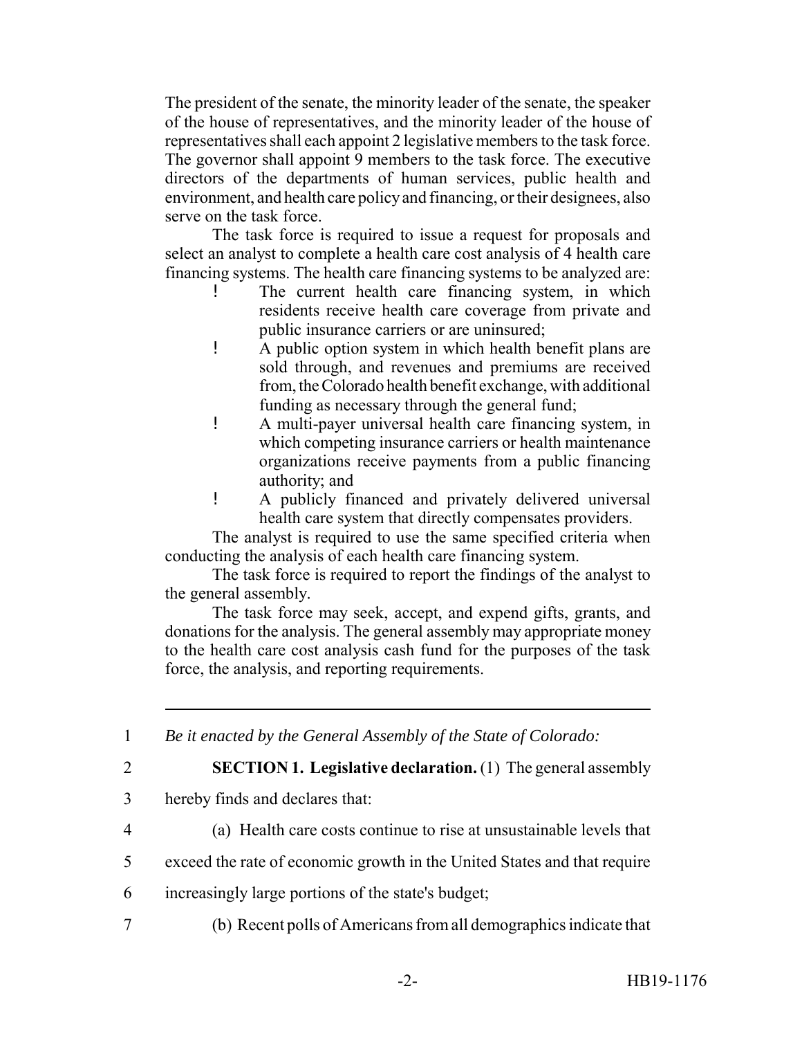The president of the senate, the minority leader of the senate, the speaker of the house of representatives, and the minority leader of the house of representatives shall each appoint 2 legislative members to the task force. The governor shall appoint 9 members to the task force. The executive directors of the departments of human services, public health and environment, and health care policy and financing, or their designees, also serve on the task force.

The task force is required to issue a request for proposals and select an analyst to complete a health care cost analysis of 4 health care financing systems. The health care financing systems to be analyzed are:

- The current health care financing system, in which residents receive health care coverage from private and public insurance carriers or are uninsured;
- A public option system in which health benefit plans are sold through, and revenues and premiums are received from, the Colorado health benefit exchange, with additional funding as necessary through the general fund;
- A multi-payer universal health care financing system, in which competing insurance carriers or health maintenance organizations receive payments from a public financing authority; and
- A publicly financed and privately delivered universal health care system that directly compensates providers.

The analyst is required to use the same specified criteria when conducting the analysis of each health care financing system.

The task force is required to report the findings of the analyst to the general assembly.

The task force may seek, accept, and expend gifts, grants, and donations for the analysis. The general assembly may appropriate money to the health care cost analysis cash fund for the purposes of the task force, the analysis, and reporting requirements.

---

1 *Be it enacted by the General Assembly of the State of Colorado:*

2 **SECTION 1. Legislative declaration.** (1) The general assembly

3 hereby finds and declares that:

4 (a) Health care costs continue to rise at unsustainable levels that

5 exceed the rate of economic growth in the United States and that require

6 increasingly large portions of the state's budget;

7 (b) Recent polls of Americans from all demographics indicate that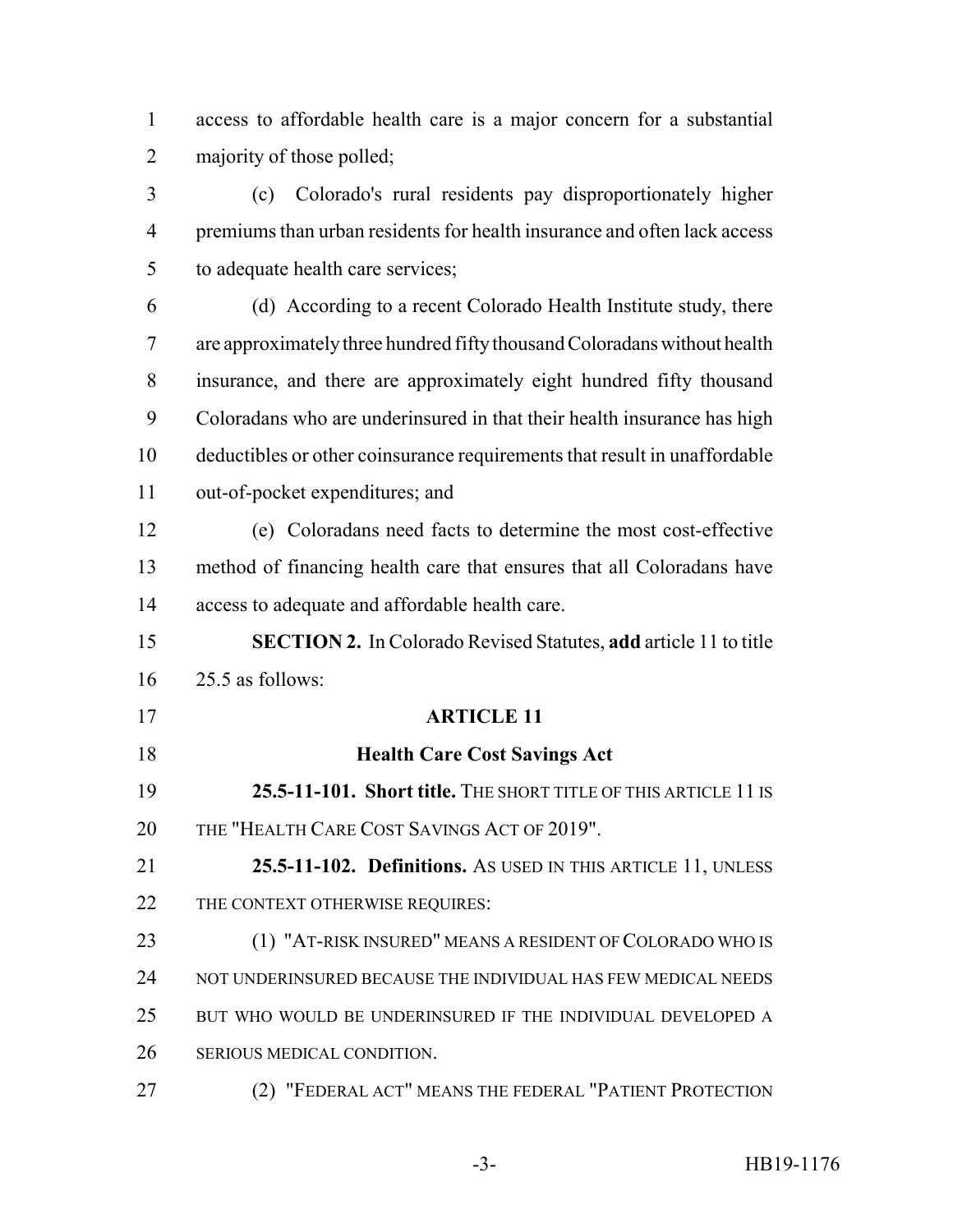access to affordable health care is a major concern for a substantial majority of those polled;

(c) Colorado's rural residents pay disproportionately higher premiums than urban residents for health insurance and often lack access to adequate health care services;

(d) According to a recent Colorado Health Institute study, there are approximately three hundred fifty thousand Coloradans without health insurance, and there are approximately eight hundred fifty thousand Coloradans who are underinsured in that their health insurance has high deductibles or other coinsurance requirements that result in unaffordable out-of-pocket expenditures; and

(e) Coloradans need facts to determine the most cost-effective method of financing health care that ensures that all Coloradans have access to adequate and affordable health care.

**SECTION 2.** In Colorado Revised Statutes, **add** article 11 to title 25.5 as follows:

## ARTICLE 11

## Health Care Cost Savings Act

**25.5-11-101. Short title.** THE SHORT TITLE OF THIS ARTICLE 11 IS THE "HEALTH CARE COST SAVINGS ACT OF 2019".

**25.5-11-102. Definitions.** AS USED IN THIS ARTICLE 11, UNLESS THE CONTEXT OTHERWISE REQUIRES:

(1) "AT-RISK INSURED" MEANS A RESIDENT OF COLORADO WHO IS NOT UNDERINSURED BECAUSE THE INDIVIDUAL HAS FEW MEDICAL NEEDS BUT WHO WOULD BE UNDERINSURED IF THE INDIVIDUAL DEVELOPED A SERIOUS MEDICAL CONDITION.

(2) "FEDERAL ACT" MEANS THE FEDERAL "PATIENT PROTECTION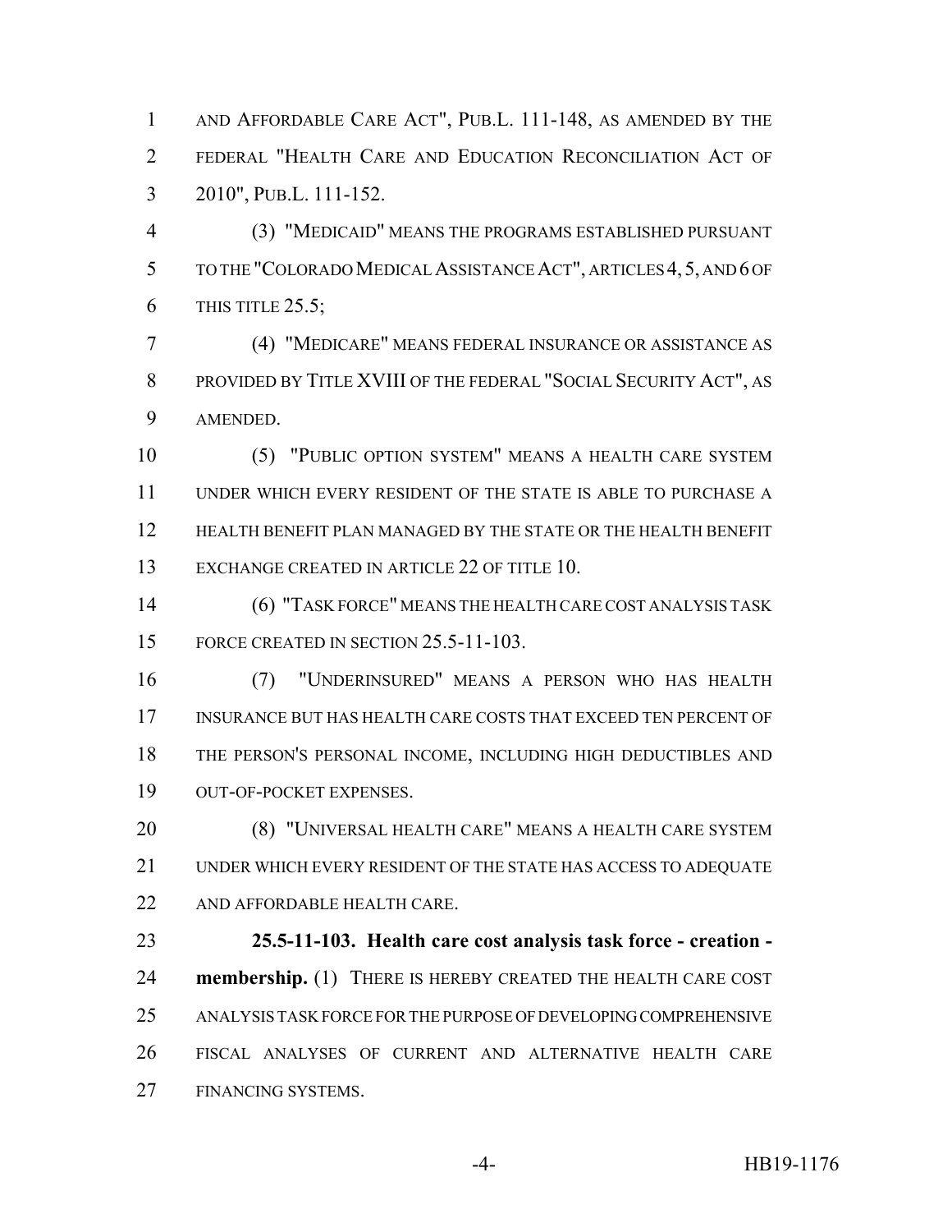AND AFFORDABLE CARE ACT", PUB.L. 111-148, AS AMENDED BY THE FEDERAL "HEALTH CARE AND EDUCATION RECONCILIATION ACT OF 2010", PUB.L. 111-152.

(3) "MEDICAID" MEANS THE PROGRAMS ESTABLISHED PURSUANT TO THE "COLORADO MEDICAL ASSISTANCE ACT", ARTICLES 4, 5, AND 6 OF THIS TITLE 25.5;

(4) "MEDICARE" MEANS FEDERAL INSURANCE OR ASSISTANCE AS PROVIDED BY TITLE XVIII OF THE FEDERAL "SOCIAL SECURITY ACT", AS AMENDED.

(5) "PUBLIC OPTION SYSTEM" MEANS A HEALTH CARE SYSTEM UNDER WHICH EVERY RESIDENT OF THE STATE IS ABLE TO PURCHASE A HEALTH BENEFIT PLAN MANAGED BY THE STATE OR THE HEALTH BENEFIT EXCHANGE CREATED IN ARTICLE 22 OF TITLE 10.

(6) "TASK FORCE" MEANS THE HEALTH CARE COST ANALYSIS TASK FORCE CREATED IN SECTION 25.5-11-103.

(7) "UNDERINSURED" MEANS A PERSON WHO HAS HEALTH INSURANCE BUT HAS HEALTH CARE COSTS THAT EXCEED TEN PERCENT OF THE PERSON'S PERSONAL INCOME, INCLUDING HIGH DEDUCTIBLES AND OUT-OF-POCKET EXPENSES.

(8) "UNIVERSAL HEALTH CARE" MEANS A HEALTH CARE SYSTEM UNDER WHICH EVERY RESIDENT OF THE STATE HAS ACCESS TO ADEQUATE AND AFFORDABLE HEALTH CARE.

**25.5-11-103. Health care cost analysis task force - creation - membership.** (1) THERE IS HEREBY CREATED THE HEALTH CARE COST ANALYSIS TASK FORCE FOR THE PURPOSE OF DEVELOPING COMPREHENSIVE FISCAL ANALYSES OF CURRENT AND ALTERNATIVE HEALTH CARE FINANCING SYSTEMS.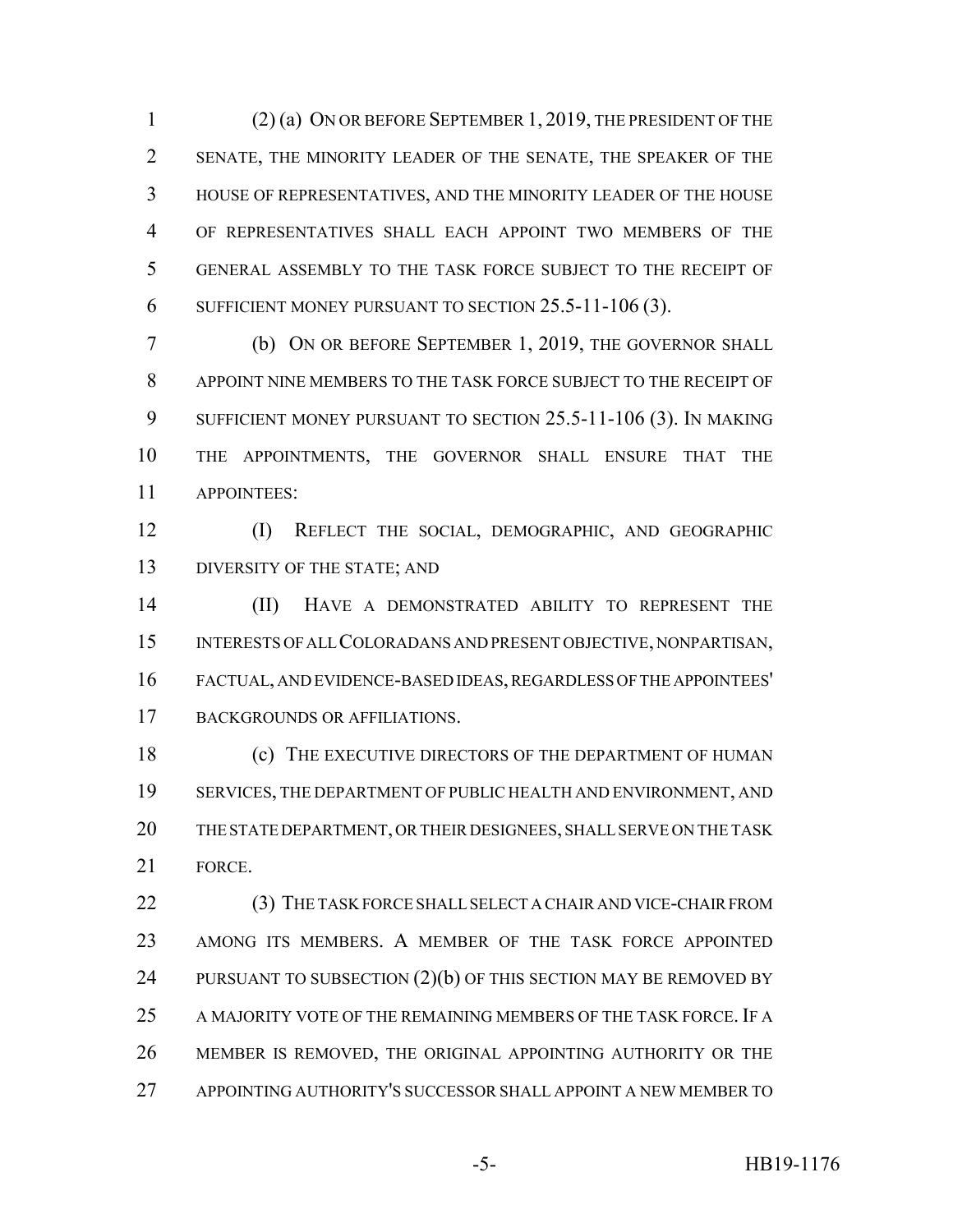(2) (a) ON OR BEFORE SEPTEMBER 1, 2019, THE PRESIDENT OF THE SENATE, THE MINORITY LEADER OF THE SENATE, THE SPEAKER OF THE HOUSE OF REPRESENTATIVES, AND THE MINORITY LEADER OF THE HOUSE OF REPRESENTATIVES SHALL EACH APPOINT TWO MEMBERS OF THE GENERAL ASSEMBLY TO THE TASK FORCE SUBJECT TO THE RECEIPT OF SUFFICIENT MONEY PURSUANT TO SECTION 25.5-11-106 (3).

(b) ON OR BEFORE SEPTEMBER 1, 2019, THE GOVERNOR SHALL APPOINT NINE MEMBERS TO THE TASK FORCE SUBJECT TO THE RECEIPT OF SUFFICIENT MONEY PURSUANT TO SECTION 25.5-11-106 (3). IN MAKING THE APPOINTMENTS, THE GOVERNOR SHALL ENSURE THAT THE APPOINTEES:

(I) REFLECT THE SOCIAL, DEMOGRAPHIC, AND GEOGRAPHIC DIVERSITY OF THE STATE; AND

(II) HAVE A DEMONSTRATED ABILITY TO REPRESENT THE INTERESTS OF ALL COLORADANS AND PRESENT OBJECTIVE, NONPARTISAN, FACTUAL, AND EVIDENCE-BASED IDEAS, REGARDLESS OF THE APPOINTEES' BACKGROUNDS OR AFFILIATIONS.

(c) THE EXECUTIVE DIRECTORS OF THE DEPARTMENT OF HUMAN SERVICES, THE DEPARTMENT OF PUBLIC HEALTH AND ENVIRONMENT, AND THE STATE DEPARTMENT, OR THEIR DESIGNEES, SHALL SERVE ON THE TASK FORCE.

(3) THE TASK FORCE SHALL SELECT A CHAIR AND VICE-CHAIR FROM AMONG ITS MEMBERS. A MEMBER OF THE TASK FORCE APPOINTED PURSUANT TO SUBSECTION (2)(b) OF THIS SECTION MAY BE REMOVED BY A MAJORITY VOTE OF THE REMAINING MEMBERS OF THE TASK FORCE. IF A MEMBER IS REMOVED, THE ORIGINAL APPOINTING AUTHORITY OR THE APPOINTING AUTHORITY'S SUCCESSOR SHALL APPOINT A NEW MEMBER TO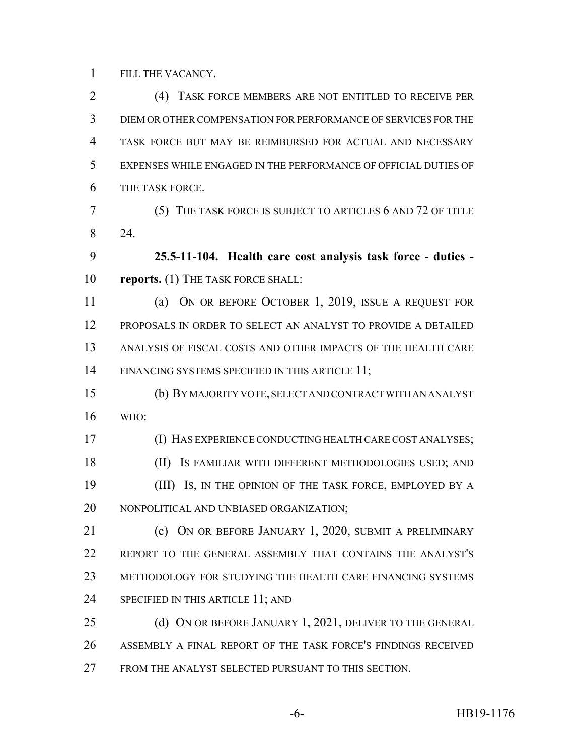FILL THE VACANCY.

(4) TASK FORCE MEMBERS ARE NOT ENTITLED TO RECEIVE PER DIEM OR OTHER COMPENSATION FOR PERFORMANCE OF SERVICES FOR THE TASK FORCE BUT MAY BE REIMBURSED FOR ACTUAL AND NECESSARY EXPENSES WHILE ENGAGED IN THE PERFORMANCE OF OFFICIAL DUTIES OF THE TASK FORCE.

(5) THE TASK FORCE IS SUBJECT TO ARTICLES 6 AND 72 OF TITLE 24.

**25.5-11-104. Health care cost analysis task force - duties - reports.** (1) THE TASK FORCE SHALL:

(a) ON OR BEFORE OCTOBER 1, 2019, ISSUE A REQUEST FOR PROPOSALS IN ORDER TO SELECT AN ANALYST TO PROVIDE A DETAILED ANALYSIS OF FISCAL COSTS AND OTHER IMPACTS OF THE HEALTH CARE FINANCING SYSTEMS SPECIFIED IN THIS ARTICLE 11;

(b) BY MAJORITY VOTE, SELECT AND CONTRACT WITH AN ANALYST WHO:

(I) HAS EXPERIENCE CONDUCTING HEALTH CARE COST ANALYSES;

(II) IS FAMILIAR WITH DIFFERENT METHODOLOGIES USED; AND

(III) IS, IN THE OPINION OF THE TASK FORCE, EMPLOYED BY A NONPOLITICAL AND UNBIASED ORGANIZATION;

(c) ON OR BEFORE JANUARY 1, 2020, SUBMIT A PRELIMINARY REPORT TO THE GENERAL ASSEMBLY THAT CONTAINS THE ANALYST'S METHODOLOGY FOR STUDYING THE HEALTH CARE FINANCING SYSTEMS SPECIFIED IN THIS ARTICLE 11; AND

(d) ON OR BEFORE JANUARY 1, 2021, DELIVER TO THE GENERAL ASSEMBLY A FINAL REPORT OF THE TASK FORCE'S FINDINGS RECEIVED FROM THE ANALYST SELECTED PURSUANT TO THIS SECTION.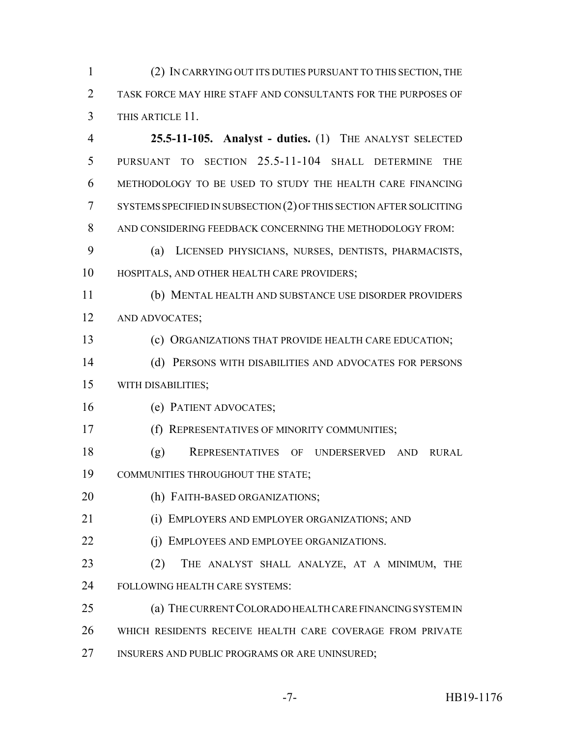(2) IN CARRYING OUT ITS DUTIES PURSUANT TO THIS SECTION, THE TASK FORCE MAY HIRE STAFF AND CONSULTANTS FOR THE PURPOSES OF THIS ARTICLE 11.

**25.5-11-105. Analyst - duties.** (1) THE ANALYST SELECTED PURSUANT TO SECTION 25.5-11-104 SHALL DETERMINE THE METHODOLOGY TO BE USED TO STUDY THE HEALTH CARE FINANCING SYSTEMS SPECIFIED IN SUBSECTION (2) OF THIS SECTION AFTER SOLICITING AND CONSIDERING FEEDBACK CONCERNING THE METHODOLOGY FROM:

(a) LICENSED PHYSICIANS, NURSES, DENTISTS, PHARMACISTS, HOSPITALS, AND OTHER HEALTH CARE PROVIDERS;

(b) MENTAL HEALTH AND SUBSTANCE USE DISORDER PROVIDERS AND ADVOCATES;

(c) ORGANIZATIONS THAT PROVIDE HEALTH CARE EDUCATION;

(d) PERSONS WITH DISABILITIES AND ADVOCATES FOR PERSONS WITH DISABILITIES;

(e) PATIENT ADVOCATES;

(f) REPRESENTATIVES OF MINORITY COMMUNITIES;

(g) REPRESENTATIVES OF UNDERSERVED AND RURAL COMMUNITIES THROUGHOUT THE STATE;

(h) FAITH-BASED ORGANIZATIONS;

(i) EMPLOYERS AND EMPLOYER ORGANIZATIONS; AND

(j) EMPLOYEES AND EMPLOYEE ORGANIZATIONS.

(2) THE ANALYST SHALL ANALYZE, AT A MINIMUM, THE FOLLOWING HEALTH CARE SYSTEMS:

(a) THE CURRENT COLORADO HEALTH CARE FINANCING SYSTEM IN WHICH RESIDENTS RECEIVE HEALTH CARE COVERAGE FROM PRIVATE INSURERS AND PUBLIC PROGRAMS OR ARE UNINSURED;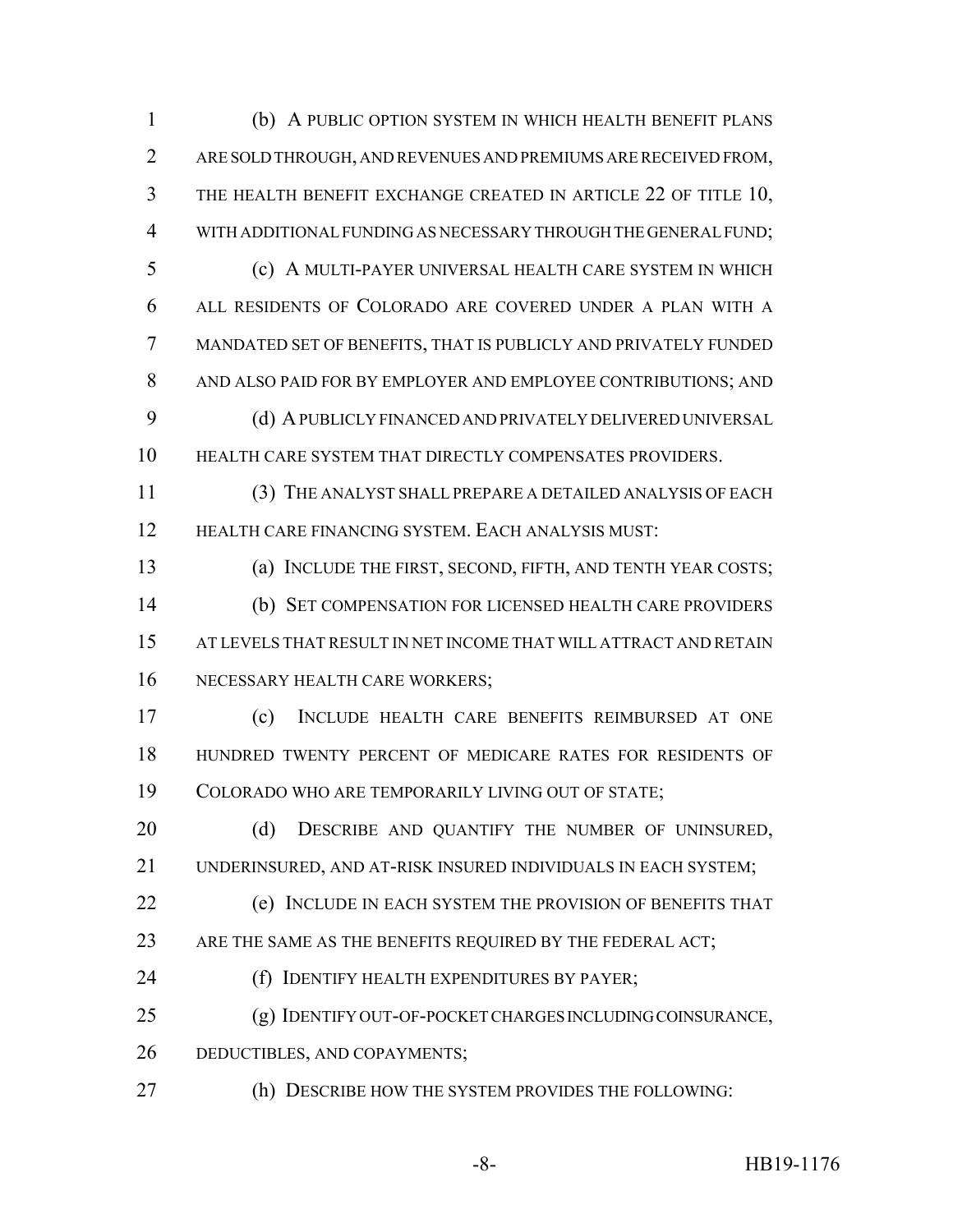(b) A PUBLIC OPTION SYSTEM IN WHICH HEALTH BENEFIT PLANS ARE SOLD THROUGH, AND REVENUES AND PREMIUMS ARE RECEIVED FROM, THE HEALTH BENEFIT EXCHANGE CREATED IN ARTICLE 22 OF TITLE 10, WITH ADDITIONAL FUNDING AS NECESSARY THROUGH THE GENERAL FUND;

(c) A MULTI-PAYER UNIVERSAL HEALTH CARE SYSTEM IN WHICH ALL RESIDENTS OF COLORADO ARE COVERED UNDER A PLAN WITH A MANDATED SET OF BENEFITS, THAT IS PUBLICLY AND PRIVATELY FUNDED AND ALSO PAID FOR BY EMPLOYER AND EMPLOYEE CONTRIBUTIONS; AND

(d) A PUBLICLY FINANCED AND PRIVATELY DELIVERED UNIVERSAL HEALTH CARE SYSTEM THAT DIRECTLY COMPENSATES PROVIDERS.

(3) THE ANALYST SHALL PREPARE A DETAILED ANALYSIS OF EACH HEALTH CARE FINANCING SYSTEM. EACH ANALYSIS MUST:

(a) INCLUDE THE FIRST, SECOND, FIFTH, AND TENTH YEAR COSTS;

(b) SET COMPENSATION FOR LICENSED HEALTH CARE PROVIDERS AT LEVELS THAT RESULT IN NET INCOME THAT WILL ATTRACT AND RETAIN NECESSARY HEALTH CARE WORKERS;

(c) INCLUDE HEALTH CARE BENEFITS REIMBURSED AT ONE HUNDRED TWENTY PERCENT OF MEDICARE RATES FOR RESIDENTS OF COLORADO WHO ARE TEMPORARILY LIVING OUT OF STATE;

(d) DESCRIBE AND QUANTIFY THE NUMBER OF UNINSURED, UNDERINSURED, AND AT-RISK INSURED INDIVIDUALS IN EACH SYSTEM;

(e) INCLUDE IN EACH SYSTEM THE PROVISION OF BENEFITS THAT ARE THE SAME AS THE BENEFITS REQUIRED BY THE FEDERAL ACT;

(f) IDENTIFY HEALTH EXPENDITURES BY PAYER;

(g) IDENTIFY OUT-OF-POCKET CHARGES INCLUDING COINSURANCE, DEDUCTIBLES, AND COPAYMENTS;

(h) DESCRIBE HOW THE SYSTEM PROVIDES THE FOLLOWING: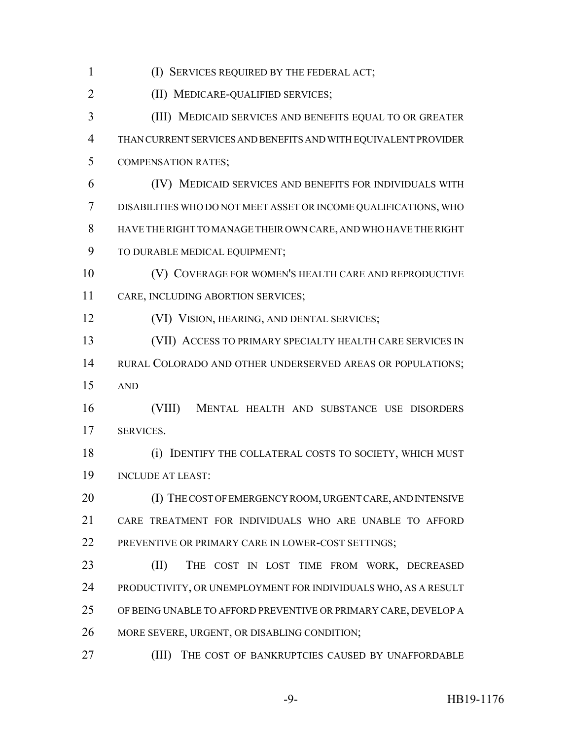(I) SERVICES REQUIRED BY THE FEDERAL ACT;

(II) MEDICARE-QUALIFIED SERVICES;

(III) MEDICAID SERVICES AND BENEFITS EQUAL TO OR GREATER THAN CURRENT SERVICES AND BENEFITS AND WITH EQUIVALENT PROVIDER COMPENSATION RATES;

(IV) MEDICAID SERVICES AND BENEFITS FOR INDIVIDUALS WITH DISABILITIES WHO DO NOT MEET ASSET OR INCOME QUALIFICATIONS, WHO HAVE THE RIGHT TO MANAGE THEIR OWN CARE, AND WHO HAVE THE RIGHT TO DURABLE MEDICAL EQUIPMENT;

(V) COVERAGE FOR WOMEN'S HEALTH CARE AND REPRODUCTIVE CARE, INCLUDING ABORTION SERVICES;

(VI) VISION, HEARING, AND DENTAL SERVICES;

(VII) ACCESS TO PRIMARY SPECIALTY HEALTH CARE SERVICES IN RURAL COLORADO AND OTHER UNDERSERVED AREAS OR POPULATIONS; AND

(VIII) MENTAL HEALTH AND SUBSTANCE USE DISORDERS SERVICES.

(i) IDENTIFY THE COLLATERAL COSTS TO SOCIETY, WHICH MUST INCLUDE AT LEAST:

(I) THE COST OF EMERGENCY ROOM, URGENT CARE, AND INTENSIVE CARE TREATMENT FOR INDIVIDUALS WHO ARE UNABLE TO AFFORD PREVENTIVE OR PRIMARY CARE IN LOWER-COST SETTINGS;

(II) THE COST IN LOST TIME FROM WORK, DECREASED PRODUCTIVITY, OR UNEMPLOYMENT FOR INDIVIDUALS WHO, AS A RESULT OF BEING UNABLE TO AFFORD PREVENTIVE OR PRIMARY CARE, DEVELOP A MORE SEVERE, URGENT, OR DISABLING CONDITION;

(III) THE COST OF BANKRUPTCIES CAUSED BY UNAFFORDABLE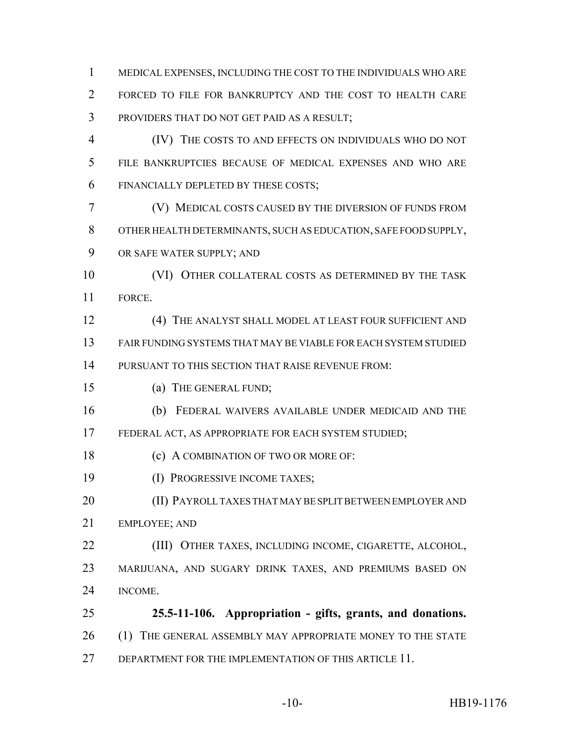MEDICAL EXPENSES, INCLUDING THE COST TO THE INDIVIDUALS WHO ARE FORCED TO FILE FOR BANKRUPTCY AND THE COST TO HEALTH CARE PROVIDERS THAT DO NOT GET PAID AS A RESULT;

(IV) THE COSTS TO AND EFFECTS ON INDIVIDUALS WHO DO NOT FILE BANKRUPTCIES BECAUSE OF MEDICAL EXPENSES AND WHO ARE FINANCIALLY DEPLETED BY THESE COSTS;

(V) MEDICAL COSTS CAUSED BY THE DIVERSION OF FUNDS FROM OTHER HEALTH DETERMINANTS, SUCH AS EDUCATION, SAFE FOOD SUPPLY, OR SAFE WATER SUPPLY; AND

(VI) OTHER COLLATERAL COSTS AS DETERMINED BY THE TASK FORCE.

(4) THE ANALYST SHALL MODEL AT LEAST FOUR SUFFICIENT AND FAIR FUNDING SYSTEMS THAT MAY BE VIABLE FOR EACH SYSTEM STUDIED PURSUANT TO THIS SECTION THAT RAISE REVENUE FROM:

(a) THE GENERAL FUND;

(b) FEDERAL WAIVERS AVAILABLE UNDER MEDICAID AND THE FEDERAL ACT, AS APPROPRIATE FOR EACH SYSTEM STUDIED;

(c) A COMBINATION OF TWO OR MORE OF:

(I) PROGRESSIVE INCOME TAXES;

(II) PAYROLL TAXES THAT MAY BE SPLIT BETWEEN EMPLOYER AND EMPLOYEE; AND

(III) OTHER TAXES, INCLUDING INCOME, CIGARETTE, ALCOHOL, MARIJUANA, AND SUGARY DRINK TAXES, AND PREMIUMS BASED ON INCOME.

**25.5-11-106. Appropriation - gifts, grants, and donations.** (1) THE GENERAL ASSEMBLY MAY APPROPRIATE MONEY TO THE STATE DEPARTMENT FOR THE IMPLEMENTATION OF THIS ARTICLE 11.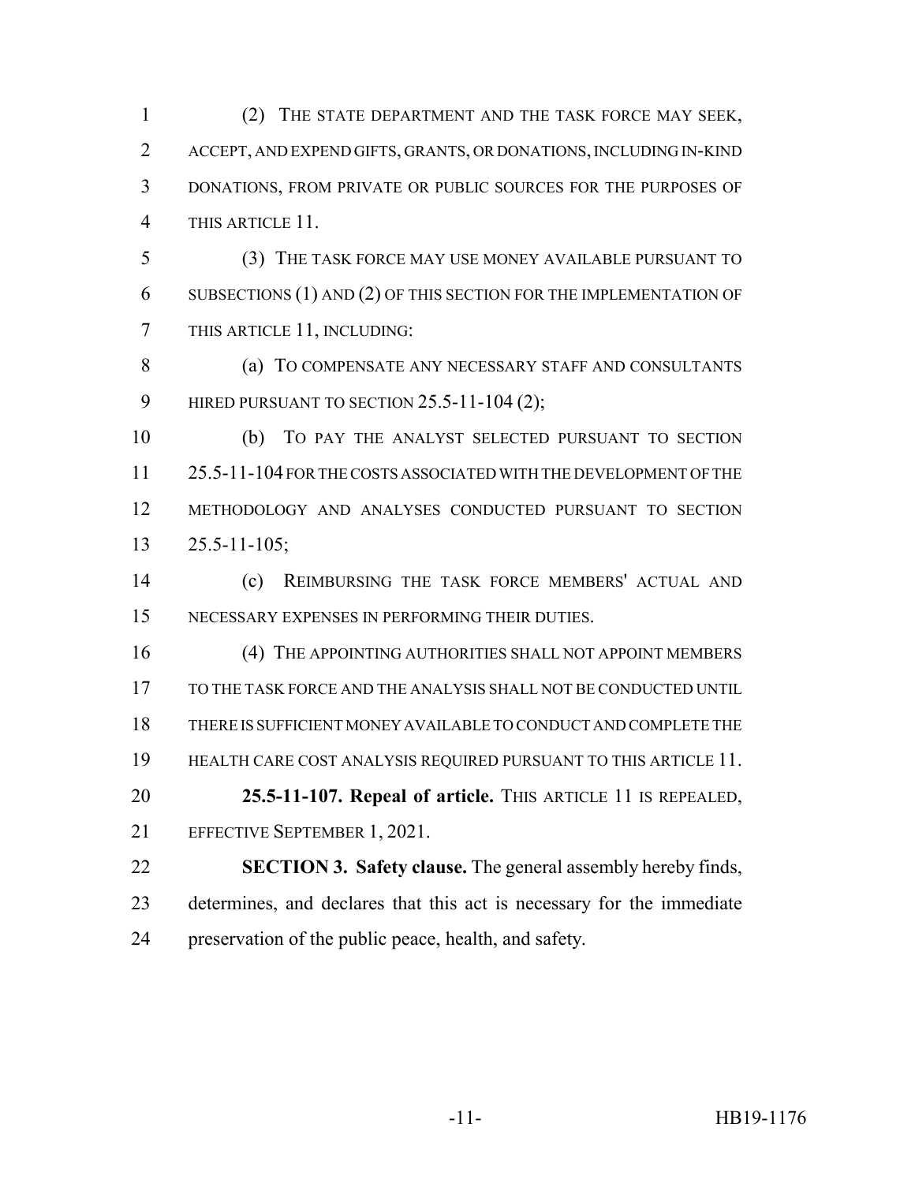(2) THE STATE DEPARTMENT AND THE TASK FORCE MAY SEEK, ACCEPT, AND EXPEND GIFTS, GRANTS, OR DONATIONS, INCLUDING IN-KIND DONATIONS, FROM PRIVATE OR PUBLIC SOURCES FOR THE PURPOSES OF THIS ARTICLE 11.

(3) THE TASK FORCE MAY USE MONEY AVAILABLE PURSUANT TO SUBSECTIONS (1) AND (2) OF THIS SECTION FOR THE IMPLEMENTATION OF THIS ARTICLE 11, INCLUDING:

(a) TO COMPENSATE ANY NECESSARY STAFF AND CONSULTANTS HIRED PURSUANT TO SECTION 25.5-11-104 (2);

(b) TO PAY THE ANALYST SELECTED PURSUANT TO SECTION 25.5-11-104 FOR THE COSTS ASSOCIATED WITH THE DEVELOPMENT OF THE METHODOLOGY AND ANALYSES CONDUCTED PURSUANT TO SECTION 25.5-11-105;

(c) REIMBURSING THE TASK FORCE MEMBERS' ACTUAL AND NECESSARY EXPENSES IN PERFORMING THEIR DUTIES.

(4) THE APPOINTING AUTHORITIES SHALL NOT APPOINT MEMBERS TO THE TASK FORCE AND THE ANALYSIS SHALL NOT BE CONDUCTED UNTIL THERE IS SUFFICIENT MONEY AVAILABLE TO CONDUCT AND COMPLETE THE HEALTH CARE COST ANALYSIS REQUIRED PURSUANT TO THIS ARTICLE 11.

**25.5-11-107. Repeal of article.** THIS ARTICLE 11 IS REPEALED, EFFECTIVE SEPTEMBER 1, 2021.

**SECTION 3. Safety clause.** The general assembly hereby finds, determines, and declares that this act is necessary for the immediate preservation of the public peace, health, and safety.